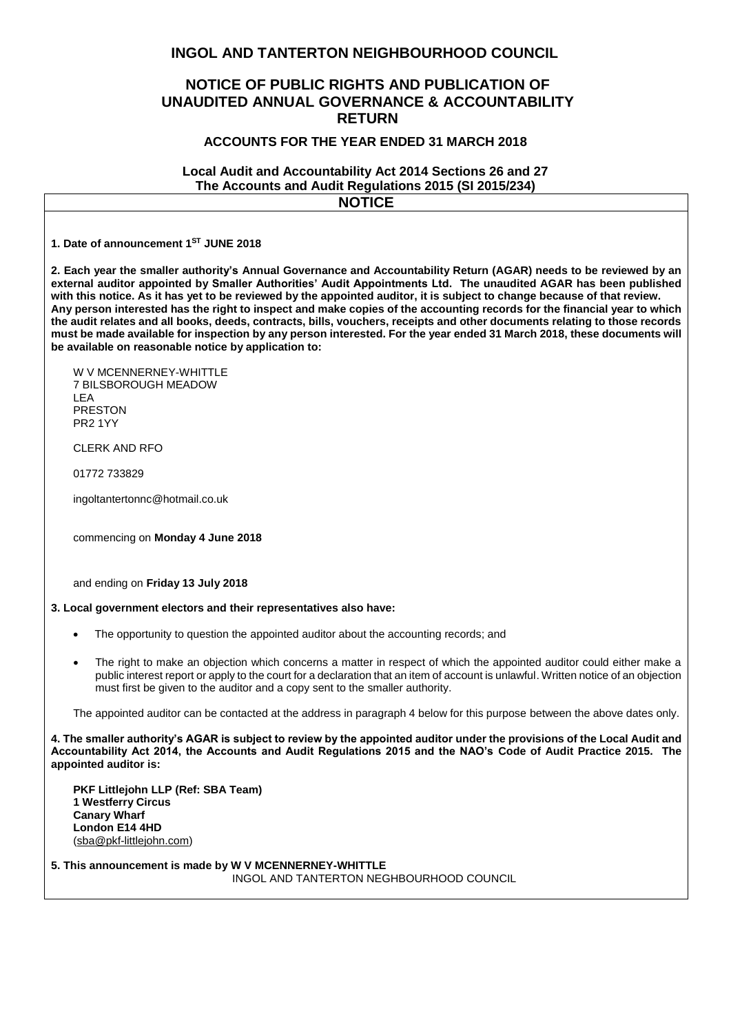# INGOL AND TANTERTON NEIGHBOURHOOD COUNCIL

## NOTICE OF PUBLIC RIGHTS AND PUBLICATION OF UNAUDITED ANNUAL GOVERNANCE & ACCOUNTABILITY RETURN

### ACCOUNTS FOR THE YEAR ENDED 31 MARCH 2018

**Local Audit and Accountability Act 2014 Sections 26 and 27**
**The Accounts and Audit Regulations 2015 (SI 2015/234)**

## NOTICE

**1. Date of announcement 1ST JUNE 2018**

**2. Each year the smaller authority's Annual Governance and Accountability Return (AGAR) needs to be reviewed by an external auditor appointed by Smaller Authorities' Audit Appointments Ltd. The unaudited AGAR has been published with this notice. As it has yet to be reviewed by the appointed auditor, it is subject to change because of that review. Any person interested has the right to inspect and make copies of the accounting records for the financial year to which the audit relates and all books, deeds, contracts, bills, vouchers, receipts and other documents relating to those records must be made available for inspection by any person interested. For the year ended 31 March 2018, these documents will be available on reasonable notice by application to:**

W V MCENNERNEY-WHITTLE
7 BILSBOROUGH MEADOW
LEA
PRESTON
PR2 1YY

CLERK AND RFO

01772 733829

ingoltantertonnc@hotmail.co.uk

commencing on **Monday 4 June 2018**

and ending on **Friday 13 July 2018**

**3. Local government electors and their representatives also have:**

- The opportunity to question the appointed auditor about the accounting records; and
- The right to make an objection which concerns a matter in respect of which the appointed auditor could either make a public interest report or apply to the court for a declaration that an item of account is unlawful. Written notice of an objection must first be given to the auditor and a copy sent to the smaller authority.

The appointed auditor can be contacted at the address in paragraph 4 below for this purpose between the above dates only.

**4. The smaller authority's AGAR is subject to review by the appointed auditor under the provisions of the Local Audit and Accountability Act 2014, the Accounts and Audit Regulations 2015 and the NAO's Code of Audit Practice 2015. The appointed auditor is:**

**PKF Littlejohn LLP (Ref: SBA Team)**
**1 Westferry Circus**
**Canary Wharf**
**London E14 4HD**
(sba@pkf-littlejohn.com)

**5. This announcement is made by W V MCENNERNEY-WHITTLE**
INGOL AND TANTERTON NEGHBOURHOOD COUNCIL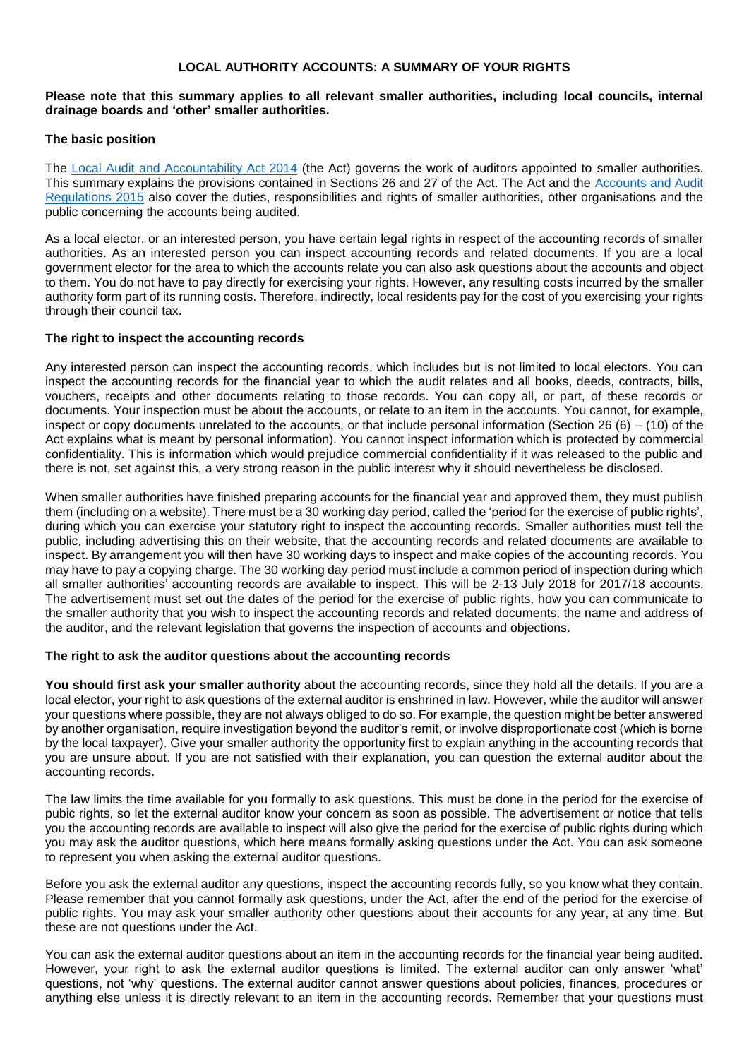**LOCAL AUTHORITY ACCOUNTS: A SUMMARY OF YOUR RIGHTS**

**Please note that this summary applies to all relevant smaller authorities, including local councils, internal drainage boards and 'other' smaller authorities.**

**The basic position**

The [Local Audit and Accountability Act 2014](#) (the Act) governs the work of auditors appointed to smaller authorities. This summary explains the provisions contained in Sections 26 and 27 of the Act. The Act and the [Accounts and Audit Regulations 2015](#) also cover the duties, responsibilities and rights of smaller authorities, other organisations and the public concerning the accounts being audited.

As a local elector, or an interested person, you have certain legal rights in respect of the accounting records of smaller authorities. As an interested person you can inspect accounting records and related documents. If you are a local government elector for the area to which the accounts relate you can also ask questions about the accounts and object to them. You do not have to pay directly for exercising your rights. However, any resulting costs incurred by the smaller authority form part of its running costs. Therefore, indirectly, local residents pay for the cost of you exercising your rights through their council tax.

**The right to inspect the accounting records**

Any interested person can inspect the accounting records, which includes but is not limited to local electors. You can inspect the accounting records for the financial year to which the audit relates and all books, deeds, contracts, bills, vouchers, receipts and other documents relating to those records. You can copy all, or part, of these records or documents. Your inspection must be about the accounts, or relate to an item in the accounts. You cannot, for example, inspect or copy documents unrelated to the accounts, or that include personal information (Section 26 (6) – (10) of the Act explains what is meant by personal information). You cannot inspect information which is protected by commercial confidentiality. This is information which would prejudice commercial confidentiality if it was released to the public and there is not, set against this, a very strong reason in the public interest why it should nevertheless be disclosed.

When smaller authorities have finished preparing accounts for the financial year and approved them, they must publish them (including on a website). There must be a 30 working day period, called the 'period for the exercise of public rights', during which you can exercise your statutory right to inspect the accounting records. Smaller authorities must tell the public, including advertising this on their website, that the accounting records and related documents are available to inspect. By arrangement you will then have 30 working days to inspect and make copies of the accounting records. You may have to pay a copying charge. The 30 working day period must include a common period of inspection during which all smaller authorities' accounting records are available to inspect. This will be 2-13 July 2018 for 2017/18 accounts. The advertisement must set out the dates of the period for the exercise of public rights, how you can communicate to the smaller authority that you wish to inspect the accounting records and related documents, the name and address of the auditor, and the relevant legislation that governs the inspection of accounts and objections.

**The right to ask the auditor questions about the accounting records**

**You should first ask your smaller authority** about the accounting records, since they hold all the details. If you are a local elector, your right to ask questions of the external auditor is enshrined in law. However, while the auditor will answer your questions where possible, they are not always obliged to do so. For example, the question might be better answered by another organisation, require investigation beyond the auditor's remit, or involve disproportionate cost (which is borne by the local taxpayer). Give your smaller authority the opportunity first to explain anything in the accounting records that you are unsure about. If you are not satisfied with their explanation, you can question the external auditor about the accounting records.

The law limits the time available for you formally to ask questions. This must be done in the period for the exercise of pubic rights, so let the external auditor know your concern as soon as possible. The advertisement or notice that tells you the accounting records are available to inspect will also give the period for the exercise of public rights during which you may ask the auditor questions, which here means formally asking questions under the Act. You can ask someone to represent you when asking the external auditor questions.

Before you ask the external auditor any questions, inspect the accounting records fully, so you know what they contain. Please remember that you cannot formally ask questions, under the Act, after the end of the period for the exercise of public rights. You may ask your smaller authority other questions about their accounts for any year, at any time. But these are not questions under the Act.

You can ask the external auditor questions about an item in the accounting records for the financial year being audited. However, your right to ask the external auditor questions is limited. The external auditor can only answer 'what' questions, not 'why' questions. The external auditor cannot answer questions about policies, finances, procedures or anything else unless it is directly relevant to an item in the accounting records. Remember that your questions must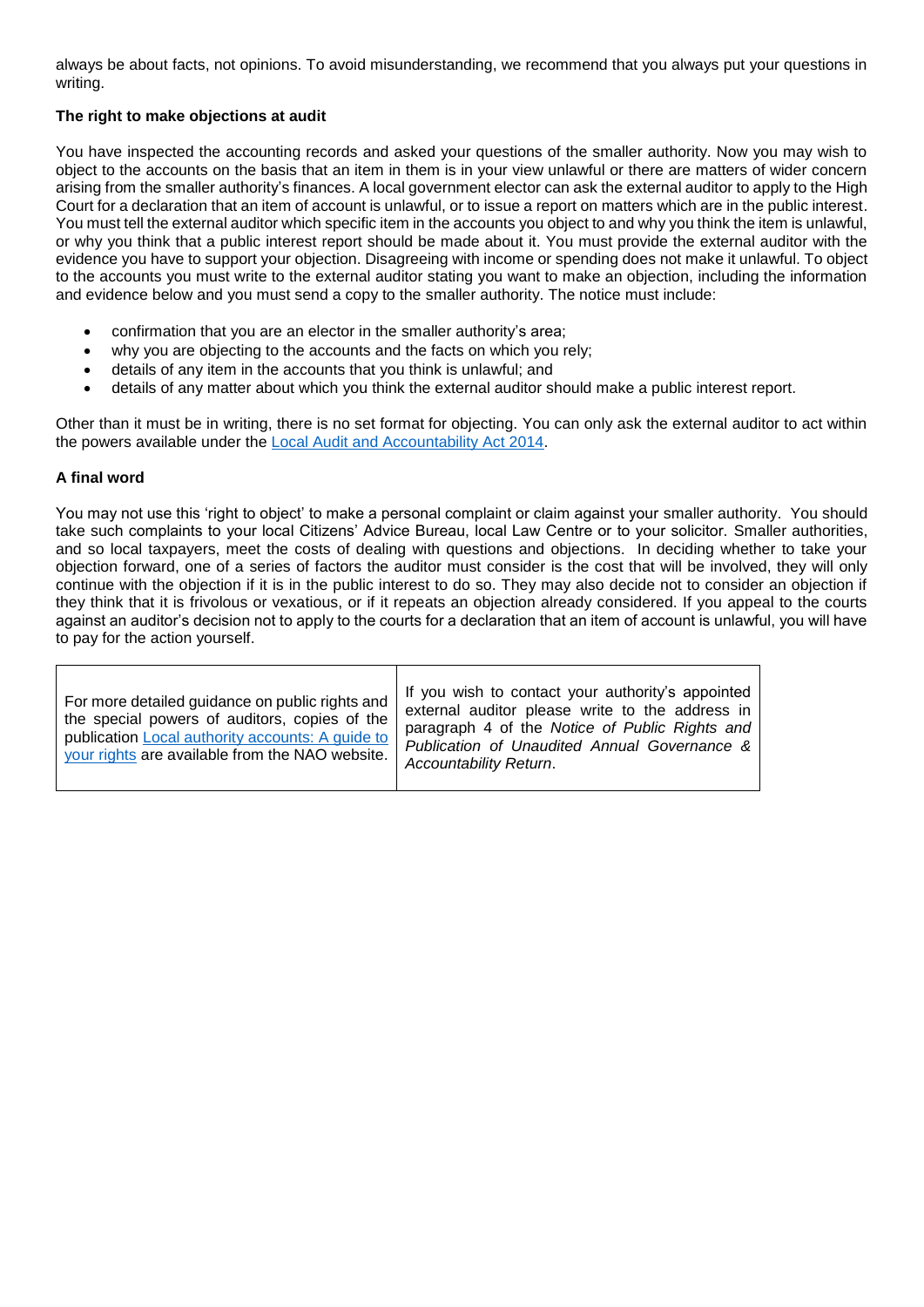always be about facts, not opinions. To avoid misunderstanding, we recommend that you always put your questions in writing.

**The right to make objections at audit**

You have inspected the accounting records and asked your questions of the smaller authority. Now you may wish to object to the accounts on the basis that an item in them is in your view unlawful or there are matters of wider concern arising from the smaller authority's finances. A local government elector can ask the external auditor to apply to the High Court for a declaration that an item of account is unlawful, or to issue a report on matters which are in the public interest. You must tell the external auditor which specific item in the accounts you object to and why you think the item is unlawful, or why you think that a public interest report should be made about it. You must provide the external auditor with the evidence you have to support your objection. Disagreeing with income or spending does not make it unlawful. To object to the accounts you must write to the external auditor stating you want to make an objection, including the information and evidence below and you must send a copy to the smaller authority. The notice must include:

- confirmation that you are an elector in the smaller authority's area;
- why you are objecting to the accounts and the facts on which you rely;
- details of any item in the accounts that you think is unlawful; and
- details of any matter about which you think the external auditor should make a public interest report.

Other than it must be in writing, there is no set format for objecting. You can only ask the external auditor to act within the powers available under the Local Audit and Accountability Act 2014.

**A final word**

You may not use this 'right to object' to make a personal complaint or claim against your smaller authority. You should take such complaints to your local Citizens' Advice Bureau, local Law Centre or to your solicitor. Smaller authorities, and so local taxpayers, meet the costs of dealing with questions and objections. In deciding whether to take your objection forward, one of a series of factors the auditor must consider is the cost that will be involved, they will only continue with the objection if it is in the public interest to do so. They may also decide not to consider an objection if they think that it is frivolous or vexatious, or if it repeats an objection already considered. If you appeal to the courts against an auditor's decision not to apply to the courts for a declaration that an item of account is unlawful, you will have to pay for the action yourself.

| | |
|---|---|
| For more detailed guidance on public rights and the special powers of auditors, copies of the publication Local authority accounts: A guide to your rights are available from the NAO website. | If you wish to contact your authority's appointed external auditor please write to the address in paragraph 4 of the *Notice of Public Rights and Publication of Unaudited Annual Governance & Accountability Return*. |